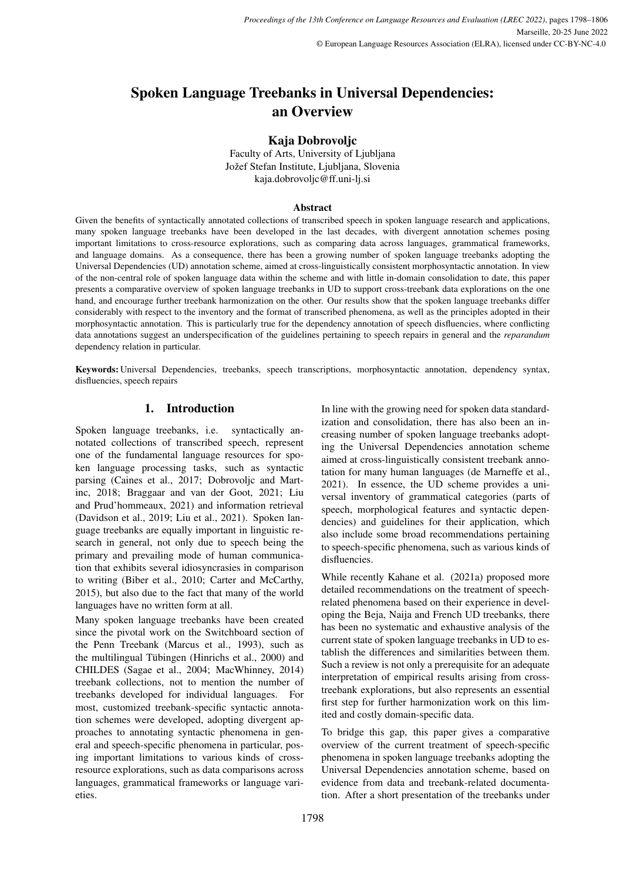# Spoken Language Treebanks in Universal Dependencies: an Overview

**Kaja Dobrovoljc**

Faculty of Arts, University of Ljubljana
Jožef Stefan Institute, Ljubljana, Slovenia
kaja.dobrovoljc@ff.uni-lj.si

### Abstract

Given the benefits of syntactically annotated collections of transcribed speech in spoken language research and applications, many spoken language treebanks have been developed in the last decades, with divergent annotation schemes posing important limitations to cross-resource explorations, such as comparing data across languages, grammatical frameworks, and language domains. As a consequence, there has been a growing number of spoken language treebanks adopting the Universal Dependencies (UD) annotation scheme, aimed at cross-linguistically consistent morphosyntactic annotation. In view of the non-central role of spoken language data within the scheme and with little in-domain consolidation to date, this paper presents a comparative overview of spoken language treebanks in UD to support cross-treebank data explorations on the one hand, and encourage further treebank harmonization on the other. Our results show that the spoken language treebanks differ considerably with respect to the inventory and the format of transcribed phenomena, as well as the principles adopted in their morphosyntactic annotation. This is particularly true for the dependency annotation of speech disfluencies, where conflicting data annotations suggest an underspecification of the guidelines pertaining to speech repairs in general and the *reparandum* dependency relation in particular.

**Keywords:** Universal Dependencies, treebanks, speech transcriptions, morphosyntactic annotation, dependency syntax, disfluencies, speech repairs

## 1. Introduction

Spoken language treebanks, i.e. syntactically annotated collections of transcribed speech, represent one of the fundamental language resources for spoken language processing tasks, such as syntactic parsing (Caines et al., 2017; Dobrovoljc and Martinc, 2018; Braggaar and van der Goot, 2021; Liu and Prud'hommeaux, 2021) and information retrieval (Davidson et al., 2019; Liu et al., 2021). Spoken language treebanks are equally important in linguistic research in general, not only due to speech being the primary and prevailing mode of human communication that exhibits several idiosyncrasies in comparison to writing (Biber et al., 2010; Carter and McCarthy, 2015), but also due to the fact that many of the world languages have no written form at all.

Many spoken language treebanks have been created since the pivotal work on the Switchboard section of the Penn Treebank (Marcus et al., 1993), such as the multilingual Tübingen (Hinrichs et al., 2000) and CHILDES (Sagae et al., 2004; MacWhinney, 2014) treebank collections, not to mention the number of treebanks developed for individual languages. For most, customized treebank-specific syntactic annotation schemes were developed, adopting divergent approaches to annotating syntactic phenomena in general and speech-specific phenomena in particular, posing important limitations to various kinds of cross-resource explorations, such as data comparisons across languages, grammatical frameworks or language varieties.

In line with the growing need for spoken data standardization and consolidation, there has also been an increasing number of spoken language treebanks adopting the Universal Dependencies annotation scheme aimed at cross-linguistically consistent treebank annotation for many human languages (de Marneffe et al., 2021). In essence, the UD scheme provides a universal inventory of grammatical categories (parts of speech, morphological features and syntactic dependencies) and guidelines for their application, which also include some broad recommendations pertaining to speech-specific phenomena, such as various kinds of disfluencies.

While recently Kahane et al. (2021a) proposed more detailed recommendations on the treatment of speech-related phenomena based on their experience in developing the Beja, Naija and French UD treebanks, there has been no systematic and exhaustive analysis of the current state of spoken language treebanks in UD to establish the differences and similarities between them. Such a review is not only a prerequisite for an adequate interpretation of empirical results arising from cross-treebank explorations, but also represents an essential first step for further harmonization work on this limited and costly domain-specific data.

To bridge this gap, this paper gives a comparative overview of the current treatment of speech-specific phenomena in spoken language treebanks adopting the Universal Dependencies annotation scheme, based on evidence from data and treebank-related documentation. After a short presentation of the treebanks under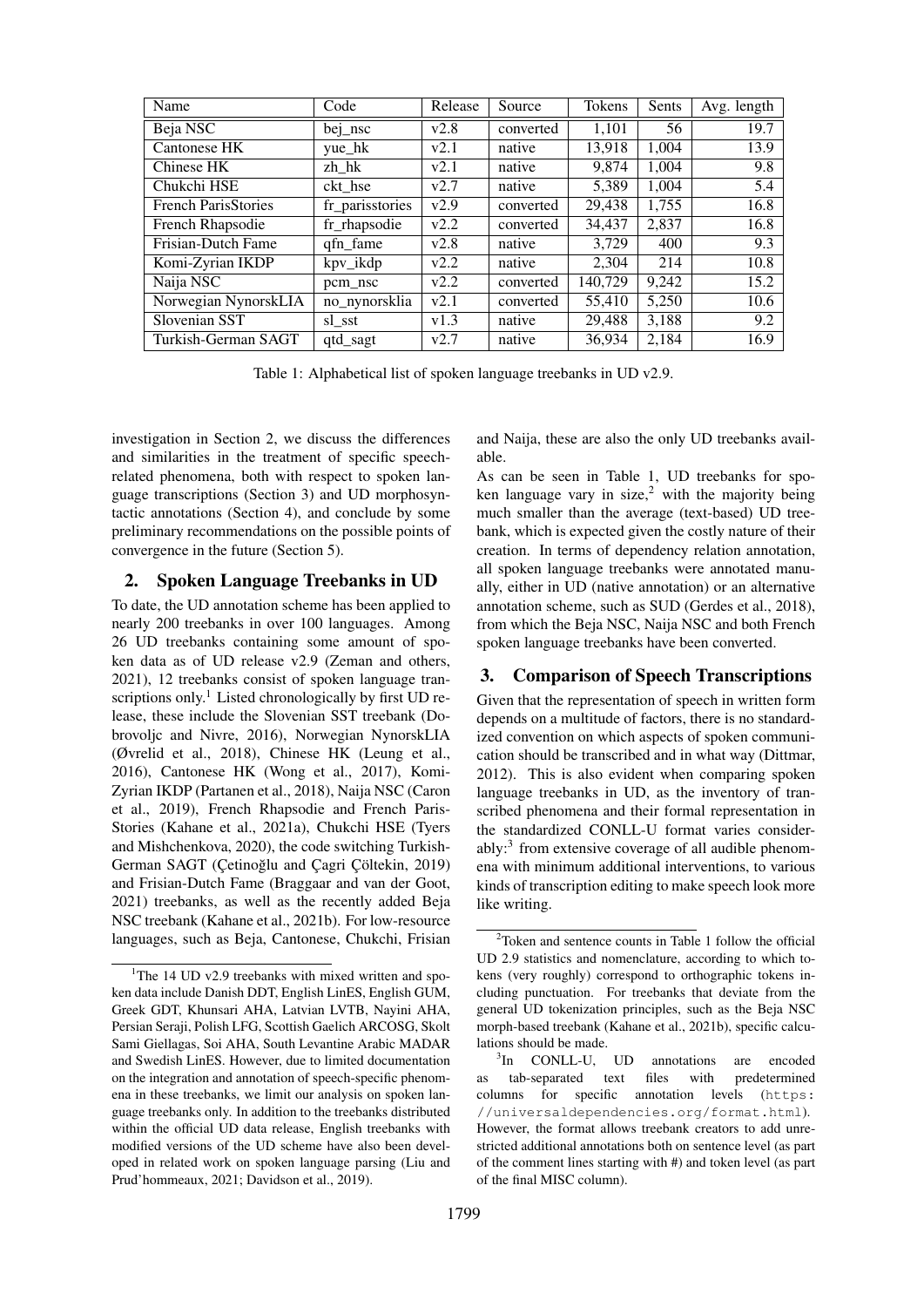| Name | Code | Release | Source | Tokens | Sents | Avg. length |
|---|---|---|---|---|---|---|
| Beja NSC | bej_nsc | v2.8 | converted | 1,101 | 56 | 19.7 |
| Cantonese HK | yue_hk | v2.1 | native | 13,918 | 1,004 | 13.9 |
| Chinese HK | zh_hk | v2.1 | native | 9,874 | 1,004 | 9.8 |
| Chukchi HSE | ckt_hse | v2.7 | native | 5,389 | 1,004 | 5.4 |
| French ParisStories | fr_parisstories | v2.9 | converted | 29,438 | 1,755 | 16.8 |
| French Rhapsodie | fr_rhapsodie | v2.2 | converted | 34,437 | 2,837 | 16.8 |
| Frisian-Dutch Fame | qfn_fame | v2.8 | native | 3,729 | 400 | 9.3 |
| Komi-Zyrian IKDP | kpv_ikdp | v2.2 | native | 2,304 | 214 | 10.8 |
| Naija NSC | pcm_nsc | v2.2 | converted | 140,729 | 9,242 | 15.2 |
| Norwegian NynorskLIA | no_nynorsklia | v2.1 | converted | 55,410 | 5,250 | 10.6 |
| Slovenian SST | sl_sst | v1.3 | native | 29,488 | 3,188 | 9.2 |
| Turkish-German SAGT | qtd_sagt | v2.7 | native | 36,934 | 2,184 | 16.9 |

Table 1: Alphabetical list of spoken language treebanks in UD v2.9.

investigation in Section 2, we discuss the differences and similarities in the treatment of specific speech-related phenomena, both with respect to spoken language transcriptions (Section 3) and UD morphosyntactic annotations (Section 4), and conclude by some preliminary recommendations on the possible points of convergence in the future (Section 5).

## 2. Spoken Language Treebanks in UD

To date, the UD annotation scheme has been applied to nearly 200 treebanks in over 100 languages. Among 26 UD treebanks containing some amount of spoken data as of UD release v2.9 (Zeman and others, 2021), 12 treebanks consist of spoken language transcriptions only.[1] Listed chronologically by first UD release, these include the Slovenian SST treebank (Dobrovoljc and Nivre, 2016), Norwegian NynorskLIA (Øvrelid et al., 2018), Chinese HK (Leung et al., 2016), Cantonese HK (Wong et al., 2017), Komi-Zyrian IKDP (Partanen et al., 2018), Naija NSC (Caron et al., 2019), French Rhapsodie and French ParisStories (Kahane et al., 2021a), Chukchi HSE (Tyers and Mishchenkova, 2020), the code switching Turkish-German SAGT (Çetinoğlu and Çagri Çöltekin, 2019) and Frisian-Dutch Fame (Braggaar and van der Goot, 2021) treebanks, as well as the recently added Beja NSC treebank (Kahane et al., 2021b). For low-resource languages, such as Beja, Cantonese, Chukchi, Frisian and Naija, these are also the only UD treebanks available.

As can be seen in Table 1, UD treebanks for spoken language vary in size,[2] with the majority being much smaller than the average (text-based) UD treebank, which is expected given the costly nature of their creation. In terms of dependency relation annotation, all spoken language treebanks were annotated manually, either in UD (native annotation) or an alternative annotation scheme, such as SUD (Gerdes et al., 2018), from which the Beja NSC, Naija NSC and both French spoken language treebanks have been converted.

## 3. Comparison of Speech Transcriptions

Given that the representation of speech in written form depends on a multitude of factors, there is no standardized convention on which aspects of spoken communication should be transcribed and in what way (Dittmar, 2012). This is also evident when comparing spoken language treebanks in UD, as the inventory of transcribed phenomena and their formal representation in the standardized CONLL-U format varies considerably:[3] from extensive coverage of all audible phenomena with minimum additional interventions, to various kinds of transcription editing to make speech look more like writing.

[1] The 14 UD v2.9 treebanks with mixed written and spoken data include Danish DDT, English LinES, English GUM, Greek GDT, Khunsari AHA, Latvian LVTB, Nayini AHA, Persian Seraji, Polish LFG, Scottish Gaelich ARCOSG, Skolt Sami Giellagas, Soi AHA, South Levantine Arabic MADAR and Swedish LinES. However, due to limited documentation on the integration and annotation of speech-specific phenomena in these treebanks, we limit our analysis on spoken language treebanks only. In addition to the treebanks distributed within the official UD data release, English treebanks with modified versions of the UD scheme have also been developed in related work on spoken language parsing (Liu and Prud'hommeaux, 2021; Davidson et al., 2019).

[2] Token and sentence counts in Table 1 follow the official UD 2.9 statistics and nomenclature, according to which tokens (very roughly) correspond to orthographic tokens including punctuation. For treebanks that deviate from the general UD tokenization principles, such as the Beja NSC morph-based treebank (Kahane et al., 2021b), specific calculations should be made.

[3] In CONLL-U, UD annotations are encoded as tab-separated text files with predetermined columns for specific annotation levels (https://universaldependencies.org/format.html). However, the format allows treebank creators to add unrestricted additional annotations both on sentence level (as part of the comment lines starting with #) and token level (as part of the final MISC column).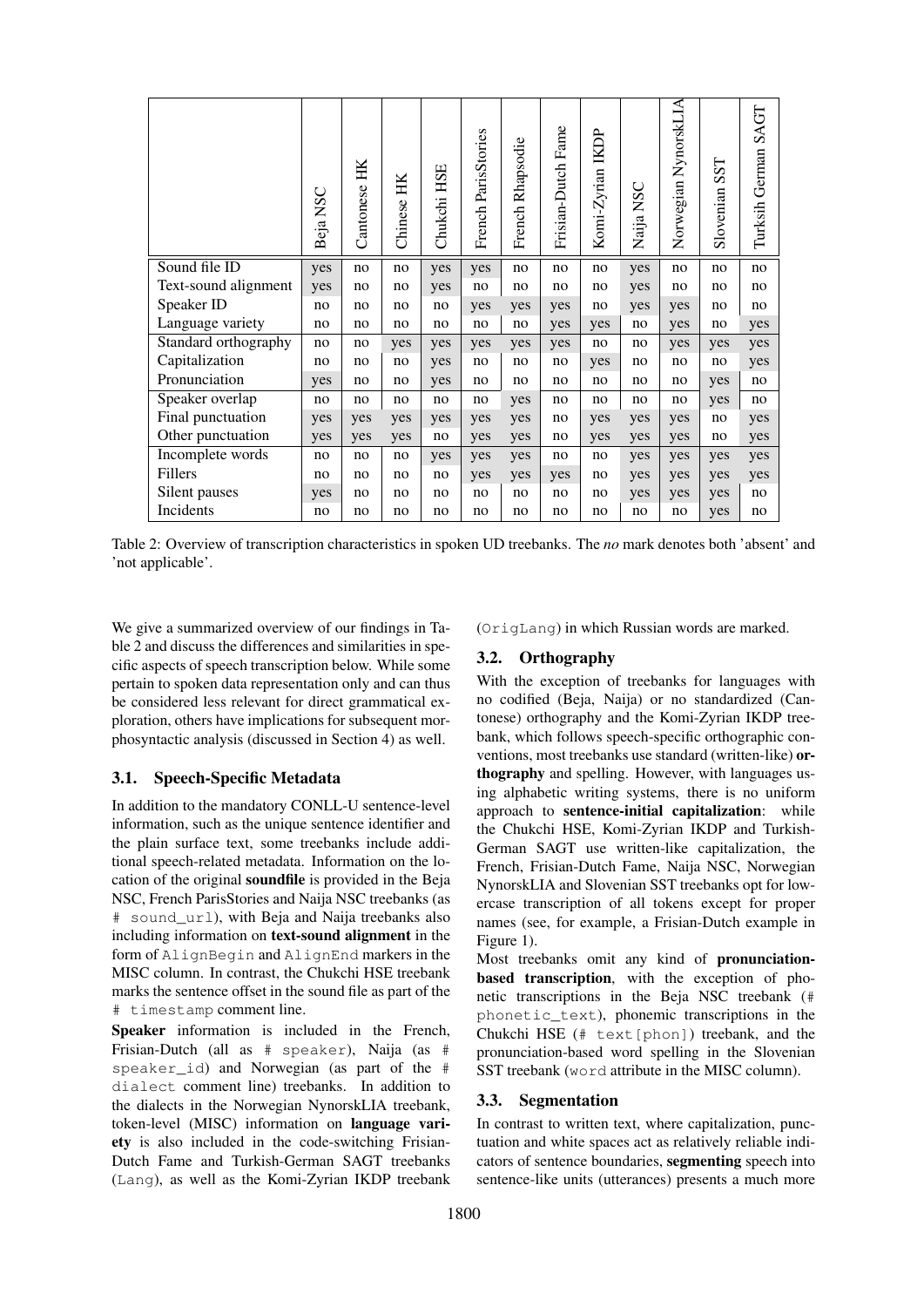| | Beja NSC | Cantonese HK | Chinese HK | Chukchi HSE | French ParisStories | French Rhapsodie | Frisian-Dutch Fame | Komi-Zyrian IKDP | Naija NSC | Norwegian NynorskLIA | Slovenian SST | Turksih German SAGT |
|---|---|---|---|---|---|---|---|---|---|---|---|---|
| Sound file ID | yes | no | no | yes | yes | no | no | no | yes | no | no | no |
| Text-sound alignment | yes | no | no | yes | no | no | no | no | yes | no | no | no |
| Speaker ID | no | no | no | no | yes | yes | yes | no | yes | yes | no | no |
| Language variety | no | no | no | no | no | no | yes | yes | no | yes | no | yes |
| Standard orthography | no | no | yes | yes | yes | yes | yes | no | no | yes | yes | yes |
| Capitalization | no | no | no | yes | no | no | no | yes | no | no | no | yes |
| Pronunciation | yes | no | no | yes | no | no | no | no | no | no | yes | no |
| Speaker overlap | no | no | no | no | no | yes | no | no | no | no | yes | no |
| Final punctuation | yes | yes | yes | yes | yes | yes | no | yes | yes | yes | no | yes |
| Other punctuation | yes | yes | yes | no | yes | yes | no | yes | yes | yes | no | yes |
| Incomplete words | no | no | no | yes | yes | yes | no | no | yes | yes | yes | yes |
| Fillers | no | no | no | no | yes | yes | yes | no | yes | yes | yes | yes |
| Silent pauses | yes | no | no | no | no | no | no | no | yes | yes | yes | no |
| Incidents | no | no | no | no | no | no | no | no | no | no | yes | no |

Table 2: Overview of transcription characteristics in spoken UD treebanks. The *no* mark denotes both 'absent' and 'not applicable'.

We give a summarized overview of our findings in Table 2 and discuss the differences and similarities in specific aspects of speech transcription below. While some pertain to spoken data representation only and can thus be considered less relevant for direct grammatical exploration, others have implications for subsequent morphosyntactic analysis (discussed in Section 4) as well.

### 3.1. Speech-Specific Metadata

In addition to the mandatory CONLL-U sentence-level information, such as the unique sentence identifier and the plain surface text, some treebanks include additional speech-related metadata. Information on the location of the original **soundfile** is provided in the Beja NSC, French ParisStories and Naija NSC treebanks (as `# sound_url`), with Beja and Naija treebanks also including information on **text-sound alignment** in the form of `AlignBegin` and `AlignEnd` markers in the MISC column. In contrast, the Chukchi HSE treebank marks the sentence offset in the sound file as part of the `# timestamp` comment line.

**Speaker** information is included in the French, Frisian-Dutch (all as `# speaker`), Naija (as `# speaker_id`) and Norwegian (as part of the `# dialect` comment line) treebanks. In addition to the dialects in the Norwegian NynorskLIA treebank, token-level (MISC) information on **language variety** is also included in the code-switching Frisian-Dutch Fame and Turkish-German SAGT treebanks (`Lang`), as well as the Komi-Zyrian IKDP treebank (`OrigLang`) in which Russian words are marked.

### 3.2. Orthography

With the exception of treebanks for languages with no codified (Beja, Naija) or no standardized (Cantonese) orthography and the Komi-Zyrian IKDP treebank, which follows speech-specific orthographic conventions, most treebanks use standard (written-like) **orthography** and spelling. However, with languages using alphabetic writing systems, there is no uniform approach to **sentence-initial capitalization**: while the Chukchi HSE, Komi-Zyrian IKDP and Turkish-German SAGT use written-like capitalization, the French, Frisian-Dutch Fame, Naija NSC, Norwegian NynorskLIA and Slovenian SST treebanks opt for lowercase transcription of all tokens except for proper names (see, for example, a Frisian-Dutch example in Figure 1).

Most treebanks omit any kind of **pronunciation-based transcription**, with the exception of phonetic transcriptions in the Beja NSC treebank (`# phonetic_text`), phonemic transcriptions in the Chukchi HSE (`# text[phon]`) treebank, and the pronunciation-based word spelling in the Slovenian SST treebank (`word` attribute in the MISC column).

### 3.3. Segmentation

In contrast to written text, where capitalization, punctuation and white spaces act as relatively reliable indicators of sentence boundaries, **segmenting** speech into sentence-like units (utterances) presents a much more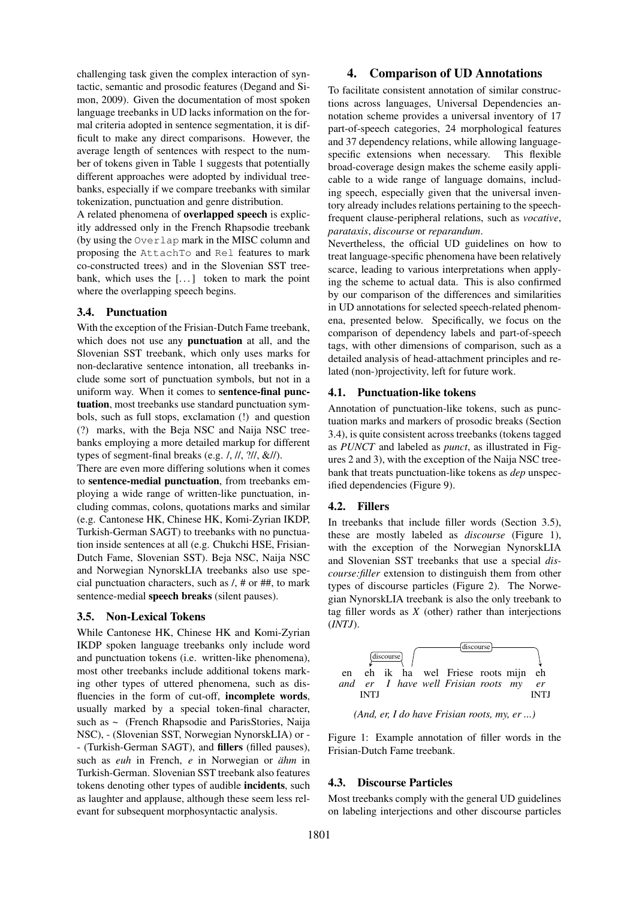challenging task given the complex interaction of syntactic, semantic and prosodic features (Degand and Simon, 2009). Given the documentation of most spoken language treebanks in UD lacks information on the formal criteria adopted in sentence segmentation, it is difficult to make any direct comparisons. However, the average length of sentences with respect to the number of tokens given in Table 1 suggests that potentially different approaches were adopted by individual treebanks, especially if we compare treebanks with similar tokenization, punctuation and genre distribution.

A related phenomena of **overlapped speech** is explicitly addressed only in the French Rhapsodie treebank (by using the `Overlap` mark in the MISC column and proposing the `AttachTo` and `Rel` features to mark co-constructed trees) and in the Slovenian SST treebank, which uses the [...] token to mark the point where the overlapping speech begins.

### 3.4. Punctuation

With the exception of the Frisian-Dutch Fame treebank, which does not use any **punctuation** at all, and the Slovenian SST treebank, which only uses marks for non-declarative sentence intonation, all treebanks include some sort of punctuation symbols, but not in a uniform way. When it comes to **sentence-final punctuation**, most treebanks use standard punctuation symbols, such as full stops, exclamation (!) and question (?) marks, with the Beja NSC and Naija NSC treebanks employing a more detailed markup for different types of segment-final breaks (e.g. /, //, ?//, &//).

There are even more differing solutions when it comes to **sentence-medial punctuation**, from treebanks employing a wide range of written-like punctuation, including commas, colons, quotations marks and similar (e.g. Cantonese HK, Chinese HK, Komi-Zyrian IKDP, Turkish-German SAGT) to treebanks with no punctuation inside sentences at all (e.g. Chukchi HSE, Frisian-Dutch Fame, Slovenian SST). Beja NSC, Naija NSC and Norwegian NynorskLIA treebanks also use special punctuation characters, such as /, # or ##, to mark sentence-medial **speech breaks** (silent pauses).

### 3.5. Non-Lexical Tokens

While Cantonese HK, Chinese HK and Komi-Zyrian IKDP spoken language treebanks only include word and punctuation tokens (i.e. written-like phenomena), most other treebanks include additional tokens marking other types of uttered phenomena, such as disfluencies in the form of cut-off, **incomplete words**, usually marked by a special token-final character, such as ~ (French Rhapsodie and ParisStories, Naija NSC), - (Slovenian SST, Norwegian NynorskLIA) or -- (Turkish-German SAGT), and **fillers** (filled pauses), such as *euh* in French, *e* in Norwegian or *ähm* in Turkish-German. Slovenian SST treebank also features tokens denoting other types of audible **incidents**, such as laughter and applause, although these seem less relevant for subsequent morphosyntactic analysis.

## 4. Comparison of UD Annotations

To facilitate consistent annotation of similar constructions across languages, Universal Dependencies annotation scheme provides a universal inventory of 17 part-of-speech categories, 24 morphological features and 37 dependency relations, while allowing language-specific extensions when necessary. This flexible broad-coverage design makes the scheme easily applicable to a wide range of language domains, including speech, especially given that the universal inventory already includes relations pertaining to the speech-frequent clause-peripheral relations, such as *vocative*, *parataxis*, *discourse* or *reparandum*.

Nevertheless, the official UD guidelines on how to treat language-specific phenomena have been relatively scarce, leading to various interpretations when applying the scheme to actual data. This is also confirmed by our comparison of the differences and similarities in UD annotations for selected speech-related phenomena, presented below. Specifically, we focus on the comparison of dependency labels and part-of-speech tags, with other dimensions of comparison, such as a detailed analysis of head-attachment principles and related (non-)projectivity, left for future work.

### 4.1. Punctuation-like tokens

Annotation of punctuation-like tokens, such as punctuation marks and markers of prosodic breaks (Section 3.4), is quite consistent across treebanks (tokens tagged as *PUNCT* and labeled as *punct*, as illustrated in Figures 2 and 3), with the exception of the Naija NSC treebank that treats punctuation-like tokens as *dep* unspecified dependencies (Figure 9).

### 4.2. Fillers

In treebanks that include filler words (Section 3.5), these are mostly labeled as *discourse* (Figure 1), with the exception of the Norwegian NynorskLIA and Slovenian SST treebanks that use a special *discourse:filler* extension to distinguish them from other types of discourse particles (Figure 2). The Norwegian NynorskLIA treebank is also the only treebank to tag filler words as *X* (other) rather than interjections (*INTJ*).

discourse discourse

en eh ik ha wel Friese roots mijn eh
*and er I have well Frisian roots my er*
INTJ INTJ

*(And, er, I do have Frisian roots, my, er ...)*

Figure 1: Example annotation of filler words in the Frisian-Dutch Fame treebank.

### 4.3. Discourse Particles

Most treebanks comply with the general UD guidelines on labeling interjections and other discourse particles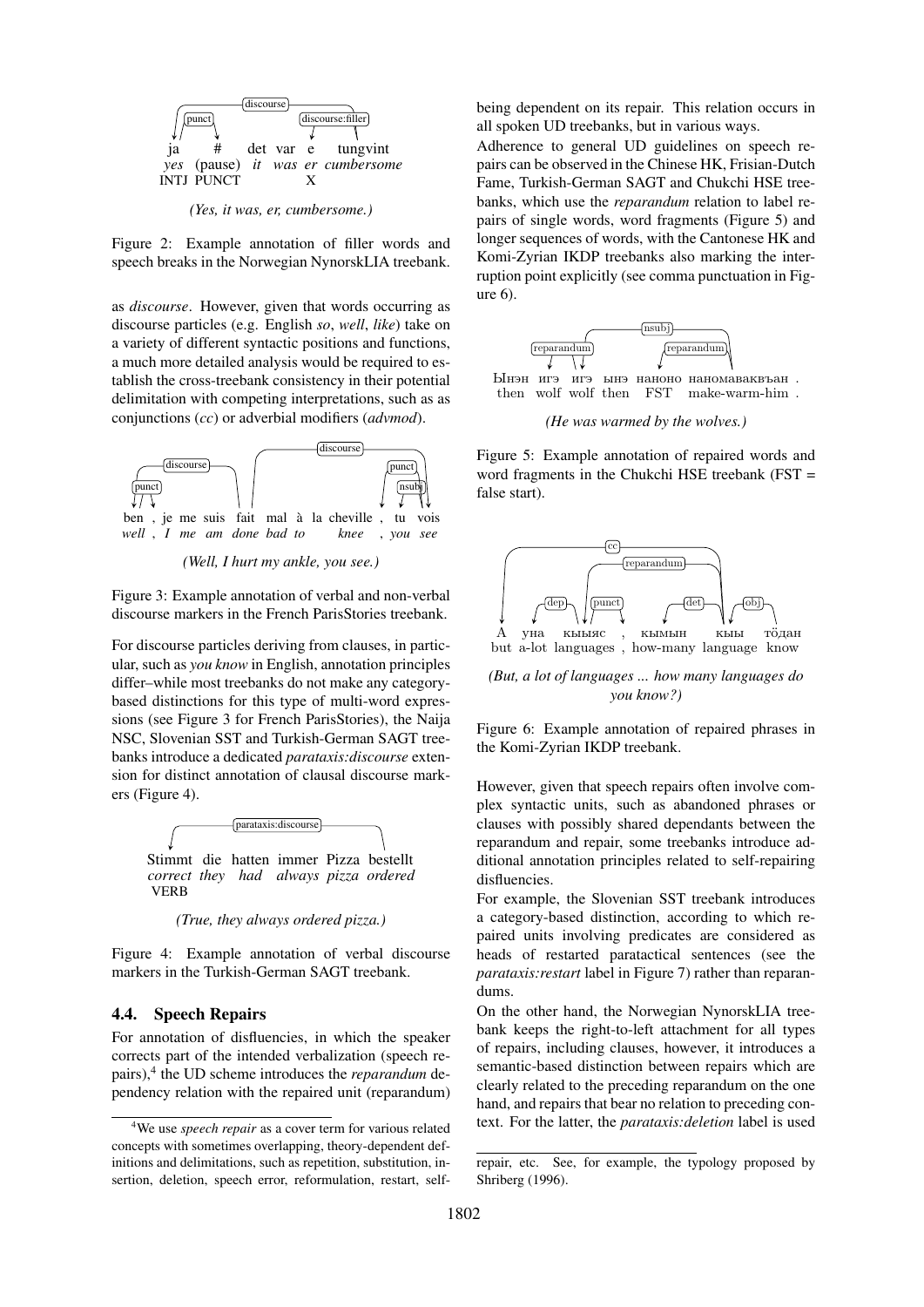ja # det var e tungvint
*yes* (pause) *it was er cumbersome*
INTJ PUNCT X

discourse, punct, discourse:filler

*(Yes, it was, er, cumbersome.)*

Figure 2: Example annotation of filler words and speech breaks in the Norwegian NynorskLIA treebank.

as *discourse*. However, given that words occurring as discourse particles (e.g. English *so*, *well*, *like*) take on a variety of different syntactic positions and functions, a much more detailed analysis would be required to establish the cross-treebank consistency in their potential delimitation with competing interpretations, such as as conjunctions (*cc*) or adverbial modifiers (*advmod*).

ben , je me suis fait mal à la cheville , tu vois
*well , I me am done bad to knee , you see*

discourse, punct, discourse, punct, nsubj

*(Well, I hurt my ankle, you see.)*

Figure 3: Example annotation of verbal and non-verbal discourse markers in the French ParisStories treebank.

For discourse particles deriving from clauses, in particular, such as *you know* in English, annotation principles differ–while most treebanks do not make any category-based distinctions for this type of multi-word expressions (see Figure 3 for French ParisStories), the Naija NSC, Slovenian SST and Turkish-German SAGT treebanks introduce a dedicated *parataxis:discourse* extension for distinct annotation of clausal discourse markers (Figure 4).

Stimmt die hatten immer Pizza bestellt
*correct they had always pizza ordered*
VERB

parataxis:discourse

*(True, they always ordered pizza.)*

Figure 4: Example annotation of verbal discourse markers in the Turkish-German SAGT treebank.

### 4.4. Speech Repairs

For annotation of disfluencies, in which the speaker corrects part of the intended verbalization (speech repairs),[4] the UD scheme introduces the *reparandum* dependency relation with the repaired unit (reparandum) being dependent on its repair. This relation occurs in all spoken UD treebanks, but in various ways.

Adherence to general UD guidelines on speech repairs can be observed in the Chinese HK, Frisian-Dutch Fame, Turkish-German SAGT and Chukchi HSE treebanks, which use the *reparandum* relation to label repairs of single words, word fragments (Figure 5) and longer sequences of words, with the Cantonese HK and Komi-Zyrian IKDP treebanks also marking the interruption point explicitly (see comma punctuation in Figure 6).

Ынэн игэ игэ ынэ нанооно наномаваквъан .
then wolf wolf then FST make-warm-him .

nsubj, reparandum, reparandum

*(He was warmed by the wolves.)*

Figure 5: Example annotation of repaired words and word fragments in the Chukchi HSE treebank (FST = false start).

А уна кывъяс , кымын кыы тӧдан
but a-lot languages , how-many language know

cc, reparandum, dep, punct, det, obj

*(But, a lot of languages ... how many languages do you know?)*

Figure 6: Example annotation of repaired phrases in the Komi-Zyrian IKDP treebank.

However, given that speech repairs often involve complex syntactic units, such as abandoned phrases or clauses with possibly shared dependants between the reparandum and repair, some treebanks introduce additional annotation principles related to self-repairing disfluencies.

For example, the Slovenian SST treebank introduces a category-based distinction, according to which repaired units involving predicates are considered as heads of restarted paratactical sentences (see the *parataxis:restart* label in Figure 7) rather than reparandums.

On the other hand, the Norwegian NynorskLIA treebank keeps the right-to-left attachment for all types of repairs, including clauses, however, it introduces a semantic-based distinction between repairs which are clearly related to the preceding reparandum on the one hand, and repairs that bear no relation to preceding context. For the latter, the *parataxis:deletion* label is used

[4] We use *speech repair* as a cover term for various related concepts with sometimes overlapping, theory-dependent definitions and delimitations, such as repetition, substitution, insertion, deletion, speech error, reformulation, restart, self-repair, etc. See, for example, the typology proposed by Shriberg (1996).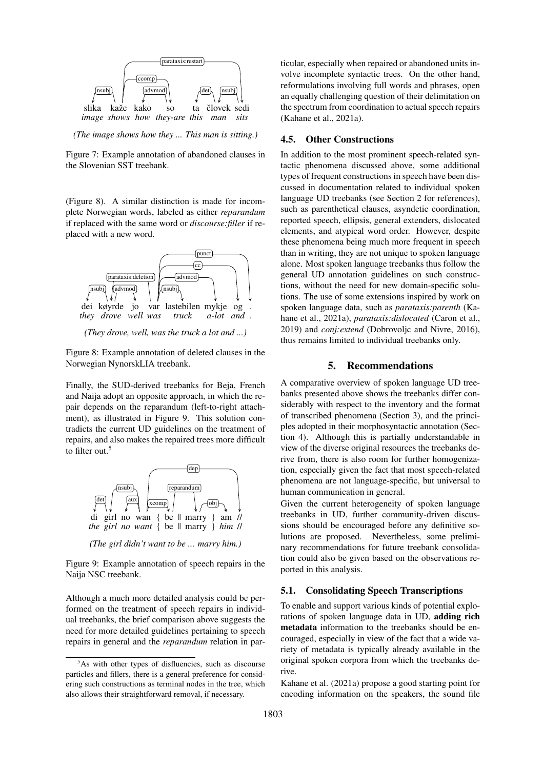slika kaže kako so ta človek sedi
*image shows how they-are this man sits*

*(The image shows how they ... This man is sitting.)*

Figure 7: Example annotation of abandoned clauses in the Slovenian SST treebank.

(Figure 8). A similar distinction is made for incomplete Norwegian words, labeled as either *reparandum* if replaced with the same word or *discourse:filler* if replaced with a new word.

dei køyrde jo var lastebilen mykje og .
*they drove well was truck a-lot and .*

*(They drove, well, was the truck a lot and ...)*

Figure 8: Example annotation of deleted clauses in the Norwegian NynorskLIA treebank.

Finally, the SUD-derived treebanks for Beja, French and Naija adopt an opposite approach, in which the repair depends on the reparandum (left-to-right attachment), as illustrated in Figure 9. This solution contradicts the current UD guidelines on the treatment of repairs, and also makes the repaired trees more difficult to filter out.[5]

di girl no wan { be || marry } am //
*the girl no want { be || marry } him //*

*(The girl didn't want to be ... marry him.)*

Figure 9: Example annotation of speech repairs in the Naija NSC treebank.

Although a much more detailed analysis could be performed on the treatment of speech repairs in individual treebanks, the brief comparison above suggests the need for more detailed guidelines pertaining to speech repairs in general and the *reparandum* relation in particular, especially when repaired or abandoned units involve incomplete syntactic trees. On the other hand, reformulations involving full words and phrases, open an equally challenging question of their delimitation on the spectrum from coordination to actual speech repairs (Kahane et al., 2021a).

### 4.5. Other Constructions

In addition to the most prominent speech-related syntactic phenomena discussed above, some additional types of frequent constructions in speech have been discussed in documentation related to individual spoken language UD treebanks (see Section 2 for references), such as parenthetical clauses, asyndetic coordination, reported speech, ellipsis, general extenders, dislocated elements, and atypical word order. However, despite these phenomena being much more frequent in speech than in writing, they are not unique to spoken language alone. Most spoken language treebanks thus follow the general UD annotation guidelines on such constructions, without the need for new domain-specific solutions. The use of some extensions inspired by work on spoken language data, such as *parataxis:parenth* (Kahane et al., 2021a), *parataxis:dislocated* (Caron et al., 2019) and *conj:extend* (Dobrovoljc and Nivre, 2016), thus remains limited to individual treebanks only.

## 5. Recommendations

A comparative overview of spoken language UD treebanks presented above shows the treebanks differ considerably with respect to the inventory and the format of transcribed phenomena (Section 3), and the principles adopted in their morphosyntactic annotation (Section 4). Although this is partially understandable in view of the diverse original resources the treebanks derive from, there is also room for further homogenization, especially given the fact that most speech-related phenomena are not language-specific, but universal to human communication in general.

Given the current heterogeneity of spoken language treebanks in UD, further community-driven discussions should be encouraged before any definitive solutions are proposed. Nevertheless, some preliminary recommendations for future treebank consolidation could also be given based on the observations reported in this analysis.

### 5.1. Consolidating Speech Transcriptions

To enable and support various kinds of potential explorations of spoken language data in UD, **adding rich metadata** information to the treebanks should be encouraged, especially in view of the fact that a wide variety of metadata is typically already available in the original spoken corpora from which the treebanks derive.

Kahane et al. (2021a) propose a good starting point for encoding information on the speakers, the sound file

[5] As with other types of disfluencies, such as discourse particles and fillers, there is a general preference for considering such constructions as terminal nodes in the tree, which also allows their straightforward removal, if necessary.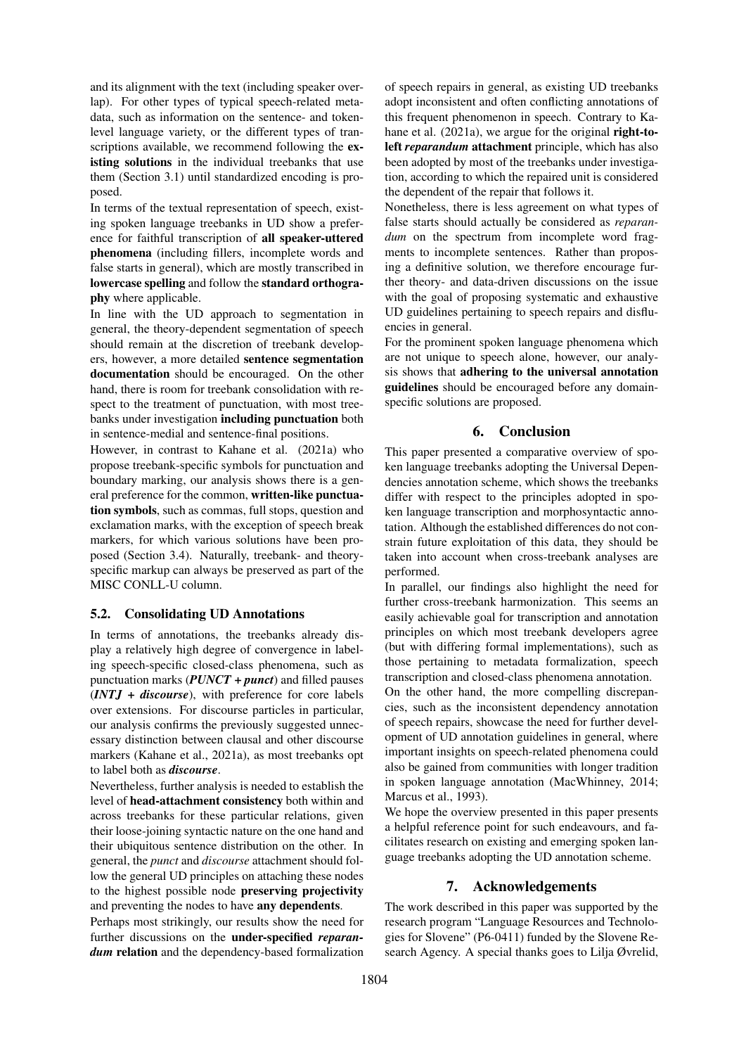and its alignment with the text (including speaker overlap). For other types of typical speech-related metadata, such as information on the sentence- and token-level language variety, or the different types of transcriptions available, we recommend following the **existing solutions** in the individual treebanks that use them (Section 3.1) until standardized encoding is proposed.

In terms of the textual representation of speech, existing spoken language treebanks in UD show a preference for faithful transcription of **all speaker-uttered phenomena** (including fillers, incomplete words and false starts in general), which are mostly transcribed in **lowercase spelling** and follow the **standard orthography** where applicable.

In line with the UD approach to segmentation in general, the theory-dependent segmentation of speech should remain at the discretion of treebank developers, however, a more detailed **sentence segmentation documentation** should be encouraged. On the other hand, there is room for treebank consolidation with respect to the treatment of punctuation, with most treebanks under investigation **including punctuation** both in sentence-medial and sentence-final positions.

However, in contrast to Kahane et al. (2021a) who propose treebank-specific symbols for punctuation and boundary marking, our analysis shows there is a general preference for the common, **written-like punctuation symbols**, such as commas, full stops, question and exclamation marks, with the exception of speech break markers, for which various solutions have been proposed (Section 3.4). Naturally, treebank- and theory-specific markup can always be preserved as part of the MISC CONLL-U column.

### 5.2. Consolidating UD Annotations

In terms of annotations, the treebanks already display a relatively high degree of convergence in labeling speech-specific closed-class phenomena, such as punctuation marks (***PUNCT + punct***) and filled pauses (***INTJ + discourse***), with preference for core labels over extensions. For discourse particles in particular, our analysis confirms the previously suggested unnecessary distinction between clausal and other discourse markers (Kahane et al., 2021a), as most treebanks opt to label both as ***discourse***.

Nevertheless, further analysis is needed to establish the level of **head-attachment consistency** both within and across treebanks for these particular relations, given their loose-joining syntactic nature on the one hand and their ubiquitous sentence distribution on the other. In general, the *punct* and *discourse* attachment should follow the general UD principles on attaching these nodes to the highest possible node **preserving projectivity** and preventing the nodes to have **any dependents**.

Perhaps most strikingly, our results show the need for further discussions on the **under-specified *reparandum* relation** and the dependency-based formalization of speech repairs in general, as existing UD treebanks adopt inconsistent and often conflicting annotations of this frequent phenomenon in speech. Contrary to Kahane et al. (2021a), we argue for the original **right-to-left *reparandum* attachment** principle, which has also been adopted by most of the treebanks under investigation, according to which the repaired unit is considered the dependent of the repair that follows it.

Nonetheless, there is less agreement on what types of false starts should actually be considered as *reparandum* on the spectrum from incomplete word fragments to incomplete sentences. Rather than proposing a definitive solution, we therefore encourage further theory- and data-driven discussions on the issue with the goal of proposing systematic and exhaustive UD guidelines pertaining to speech repairs and disfluencies in general.

For the prominent spoken language phenomena which are not unique to speech alone, however, our analysis shows that **adhering to the universal annotation guidelines** should be encouraged before any domain-specific solutions are proposed.

## 6. Conclusion

This paper presented a comparative overview of spoken language treebanks adopting the Universal Dependencies annotation scheme, which shows the treebanks differ with respect to the principles adopted in spoken language transcription and morphosyntactic annotation. Although the established differences do not constrain future exploitation of this data, they should be taken into account when cross-treebank analyses are performed.

In parallel, our findings also highlight the need for further cross-treebank harmonization. This seems an easily achievable goal for transcription and annotation principles on which most treebank developers agree (but with differing formal implementations), such as those pertaining to metadata formalization, speech transcription and closed-class phenomena annotation.

On the other hand, the more compelling discrepancies, such as the inconsistent dependency annotation of speech repairs, showcase the need for further development of UD annotation guidelines in general, where important insights on speech-related phenomena could also be gained from communities with longer tradition in spoken language annotation (MacWhinney, 2014; Marcus et al., 1993).

We hope the overview presented in this paper presents a helpful reference point for such endeavours, and facilitates research on existing and emerging spoken language treebanks adopting the UD annotation scheme.

## 7. Acknowledgements

The work described in this paper was supported by the research program "Language Resources and Technologies for Slovene" (P6-0411) funded by the Slovene Research Agency. A special thanks goes to Lilja Øvrelid,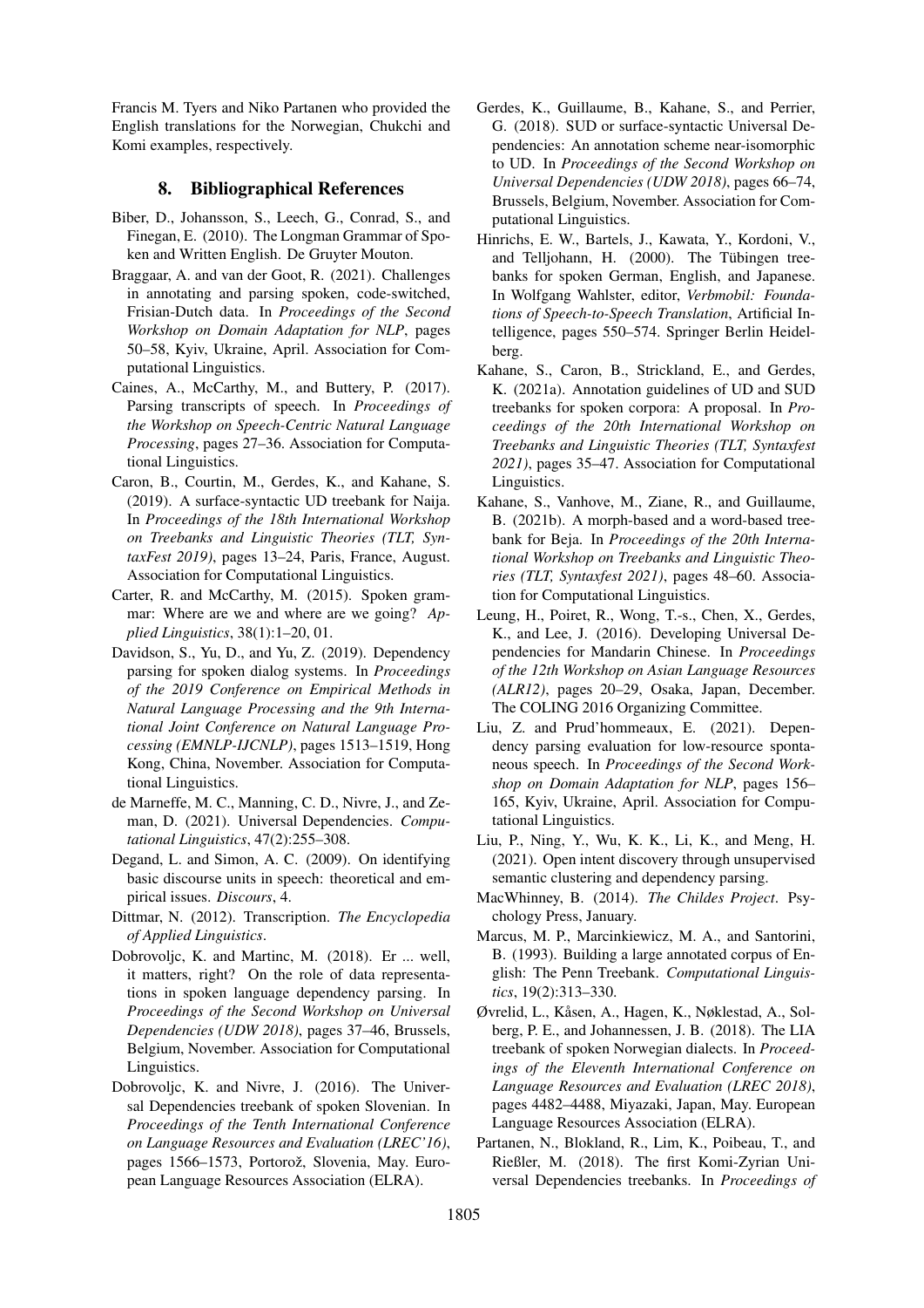Francis M. Tyers and Niko Partanen who provided the English translations for the Norwegian, Chukchi and Komi examples, respectively.

## 8. Bibliographical References

Biber, D., Johansson, S., Leech, G., Conrad, S., and Finegan, E. (2010). The Longman Grammar of Spoken and Written English. De Gruyter Mouton.

Braggaar, A. and van der Goot, R. (2021). Challenges in annotating and parsing spoken, code-switched, Frisian-Dutch data. In *Proceedings of the Second Workshop on Domain Adaptation for NLP*, pages 50–58, Kyiv, Ukraine, April. Association for Computational Linguistics.

Caines, A., McCarthy, M., and Buttery, P. (2017). Parsing transcripts of speech. In *Proceedings of the Workshop on Speech-Centric Natural Language Processing*, pages 27–36. Association for Computational Linguistics.

Caron, B., Courtin, M., Gerdes, K., and Kahane, S. (2019). A surface-syntactic UD treebank for Naija. In *Proceedings of the 18th International Workshop on Treebanks and Linguistic Theories (TLT, SyntaxFest 2019)*, pages 13–24, Paris, France, August. Association for Computational Linguistics.

Carter, R. and McCarthy, M. (2015). Spoken grammar: Where are we and where are we going? *Applied Linguistics*, 38(1):1–20, 01.

Davidson, S., Yu, D., and Yu, Z. (2019). Dependency parsing for spoken dialog systems. In *Proceedings of the 2019 Conference on Empirical Methods in Natural Language Processing and the 9th International Joint Conference on Natural Language Processing (EMNLP-IJCNLP)*, pages 1513–1519, Hong Kong, China, November. Association for Computational Linguistics.

de Marneffe, M. C., Manning, C. D., Nivre, J., and Zeman, D. (2021). Universal Dependencies. *Computational Linguistics*, 47(2):255–308.

Degand, L. and Simon, A. C. (2009). On identifying basic discourse units in speech: theoretical and empirical issues. *Discours*, 4.

Dittmar, N. (2012). Transcription. *The Encyclopedia of Applied Linguistics*.

Dobrovoljc, K. and Martinc, M. (2018). Er ... well, it matters, right? On the role of data representations in spoken language dependency parsing. In *Proceedings of the Second Workshop on Universal Dependencies (UDW 2018)*, pages 37–46, Brussels, Belgium, November. Association for Computational Linguistics.

Dobrovoljc, K. and Nivre, J. (2016). The Universal Dependencies treebank of spoken Slovenian. In *Proceedings of the Tenth International Conference on Language Resources and Evaluation (LREC'16)*, pages 1566–1573, Portorož, Slovenia, May. European Language Resources Association (ELRA).

Gerdes, K., Guillaume, B., Kahane, S., and Perrier, G. (2018). SUD or surface-syntactic Universal Dependencies: An annotation scheme near-isomorphic to UD. In *Proceedings of the Second Workshop on Universal Dependencies (UDW 2018)*, pages 66–74, Brussels, Belgium, November. Association for Computational Linguistics.

Hinrichs, E. W., Bartels, J., Kawata, Y., Kordoni, V., and Telljohann, H. (2000). The Tübingen treebanks for spoken German, English, and Japanese. In Wolfgang Wahlster, editor, *Verbmobil: Foundations of Speech-to-Speech Translation*, Artificial Intelligence, pages 550–574. Springer Berlin Heidelberg.

Kahane, S., Caron, B., Strickland, E., and Gerdes, K. (2021a). Annotation guidelines of UD and SUD treebanks for spoken corpora: A proposal. In *Proceedings of the 20th International Workshop on Treebanks and Linguistic Theories (TLT, Syntaxfest 2021)*, pages 35–47. Association for Computational Linguistics.

Kahane, S., Vanhove, M., Ziane, R., and Guillaume, B. (2021b). A morph-based and a word-based treebank for Beja. In *Proceedings of the 20th International Workshop on Treebanks and Linguistic Theories (TLT, Syntaxfest 2021)*, pages 48–60. Association for Computational Linguistics.

Leung, H., Poiret, R., Wong, T.-s., Chen, X., Gerdes, K., and Lee, J. (2016). Developing Universal Dependencies for Mandarin Chinese. In *Proceedings of the 12th Workshop on Asian Language Resources (ALR12)*, pages 20–29, Osaka, Japan, December. The COLING 2016 Organizing Committee.

Liu, Z. and Prud'hommeaux, E. (2021). Dependency parsing evaluation for low-resource spontaneous speech. In *Proceedings of the Second Workshop on Domain Adaptation for NLP*, pages 156–165, Kyiv, Ukraine, April. Association for Computational Linguistics.

Liu, P., Ning, Y., Wu, K. K., Li, K., and Meng, H. (2021). Open intent discovery through unsupervised semantic clustering and dependency parsing.

MacWhinney, B. (2014). *The Childes Project*. Psychology Press, January.

Marcus, M. P., Marcinkiewicz, M. A., and Santorini, B. (1993). Building a large annotated corpus of English: The Penn Treebank. *Computational Linguistics*, 19(2):313–330.

Øvrelid, L., Kåsen, A., Hagen, K., Nøklestad, A., Solberg, P. E., and Johannessen, J. B. (2018). The LIA treebank of spoken Norwegian dialects. In *Proceedings of the Eleventh International Conference on Language Resources and Evaluation (LREC 2018)*, pages 4482–4488, Miyazaki, Japan, May. European Language Resources Association (ELRA).

Partanen, N., Blokland, R., Lim, K., Poibeau, T., and Rießler, M. (2018). The first Komi-Zyrian Universal Dependencies treebanks. In *Proceedings of*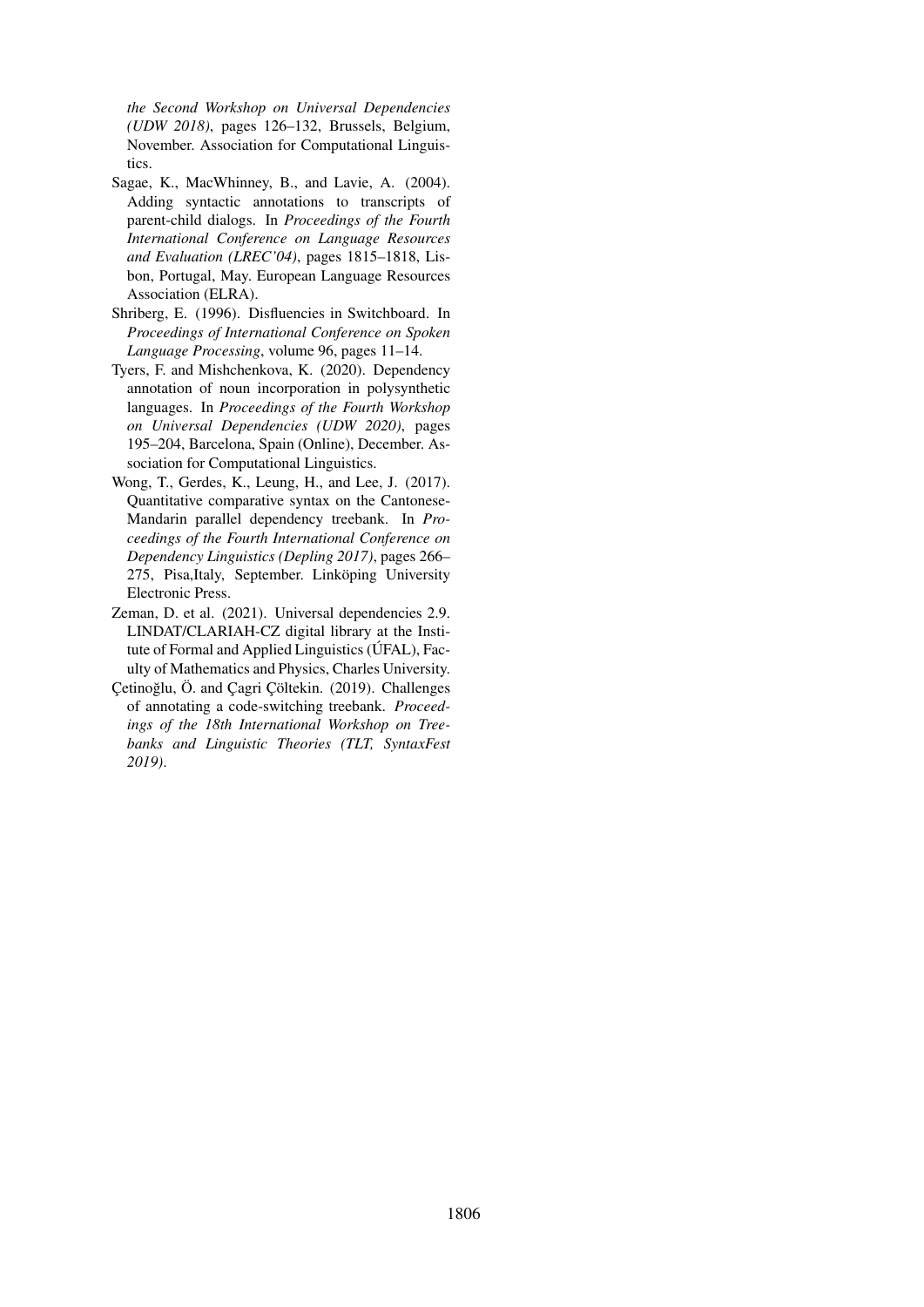*the Second Workshop on Universal Dependencies (UDW 2018)*, pages 126–132, Brussels, Belgium, November. Association for Computational Linguistics.

Sagae, K., MacWhinney, B., and Lavie, A. (2004). Adding syntactic annotations to transcripts of parent-child dialogs. In *Proceedings of the Fourth International Conference on Language Resources and Evaluation (LREC'04)*, pages 1815–1818, Lisbon, Portugal, May. European Language Resources Association (ELRA).

Shriberg, E. (1996). Disfluencies in Switchboard. In *Proceedings of International Conference on Spoken Language Processing*, volume 96, pages 11–14.

Tyers, F. and Mishchenkova, K. (2020). Dependency annotation of noun incorporation in polysynthetic languages. In *Proceedings of the Fourth Workshop on Universal Dependencies (UDW 2020)*, pages 195–204, Barcelona, Spain (Online), December. Association for Computational Linguistics.

Wong, T., Gerdes, K., Leung, H., and Lee, J. (2017). Quantitative comparative syntax on the Cantonese-Mandarin parallel dependency treebank. In *Proceedings of the Fourth International Conference on Dependency Linguistics (Depling 2017)*, pages 266–275, Pisa,Italy, September. Linköping University Electronic Press.

Zeman, D. et al. (2021). Universal dependencies 2.9. LINDAT/CLARIAH-CZ digital library at the Institute of Formal and Applied Linguistics (ÚFAL), Faculty of Mathematics and Physics, Charles University.

Çetinoğlu, Ö. and Çagri Çöltekin. (2019). Challenges of annotating a code-switching treebank. *Proceedings of the 18th International Workshop on Treebanks and Linguistic Theories (TLT, SyntaxFest 2019)*.